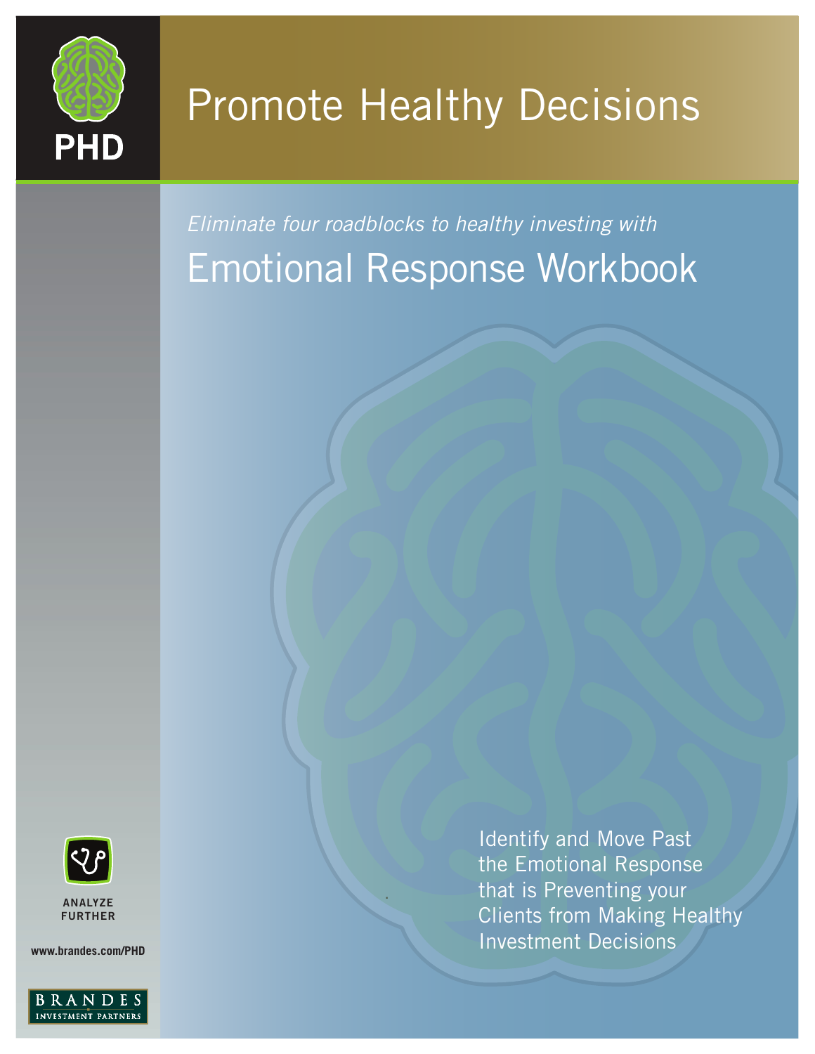PHD

# Promote Healthy Decisions

*Eliminate four roadblocks to healthy investing with*

## Emotional Response Workbook

Identify and Move Past the Emotional Response that is Preventing your Clients from Making Healthy Investment Decisions

ANALYZE FURTHER

www.brandes.com/PHD

BRANDES INVESTMENT PARTNERS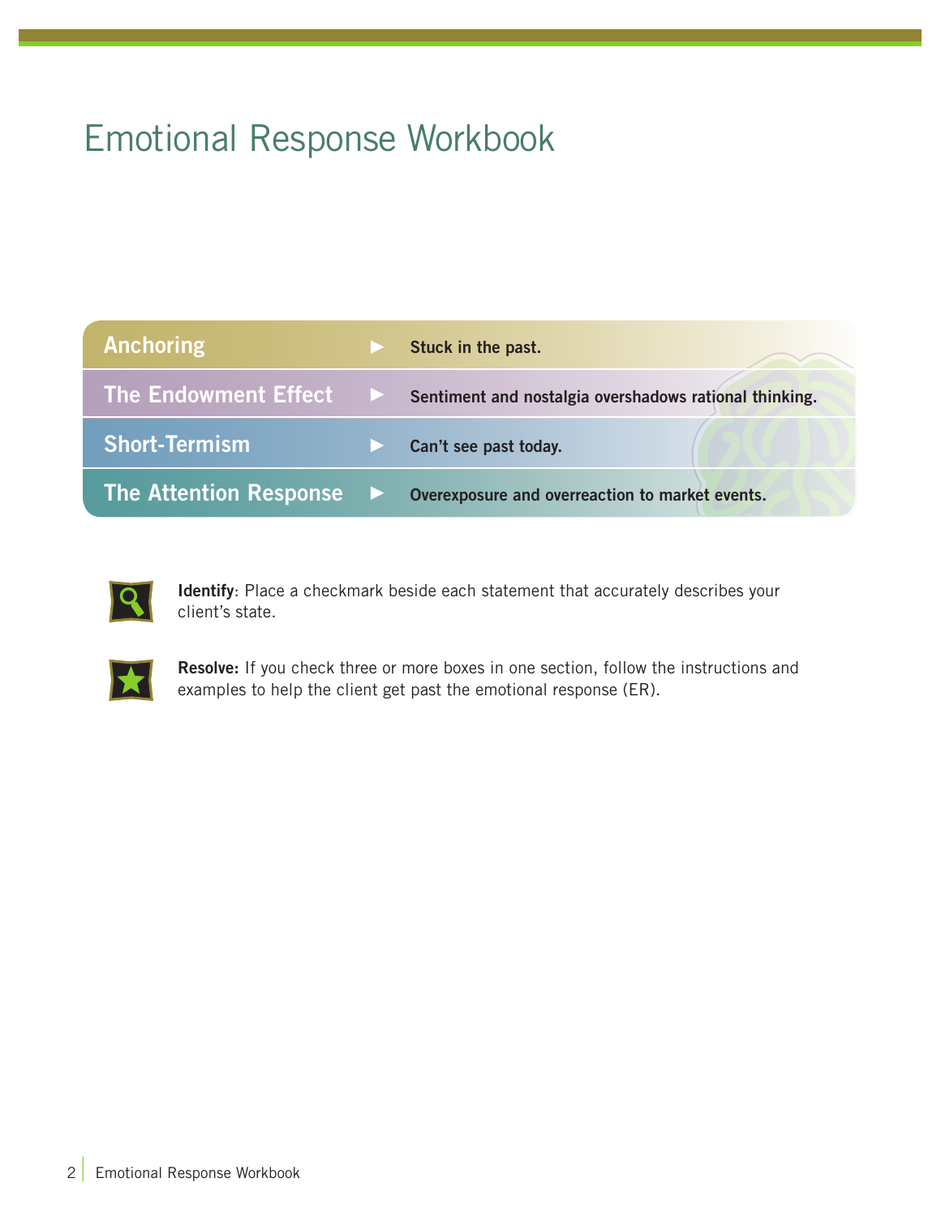# Emotional Response Workbook

| | |
|---|---|
| **Anchoring** | ▶ **Stuck in the past.** |
| **The Endowment Effect** | ▶ **Sentiment and nostalgia overshadows rational thinking.** |
| **Short-Termism** | ▶ **Can't see past today.** |
| **The Attention Response** | ▶ **Overexposure and overreaction to market events.** |

**Identify**: Place a checkmark beside each statement that accurately describes your client's state.

**Resolve:** If you check three or more boxes in one section, follow the instructions and examples to help the client get past the emotional response (ER).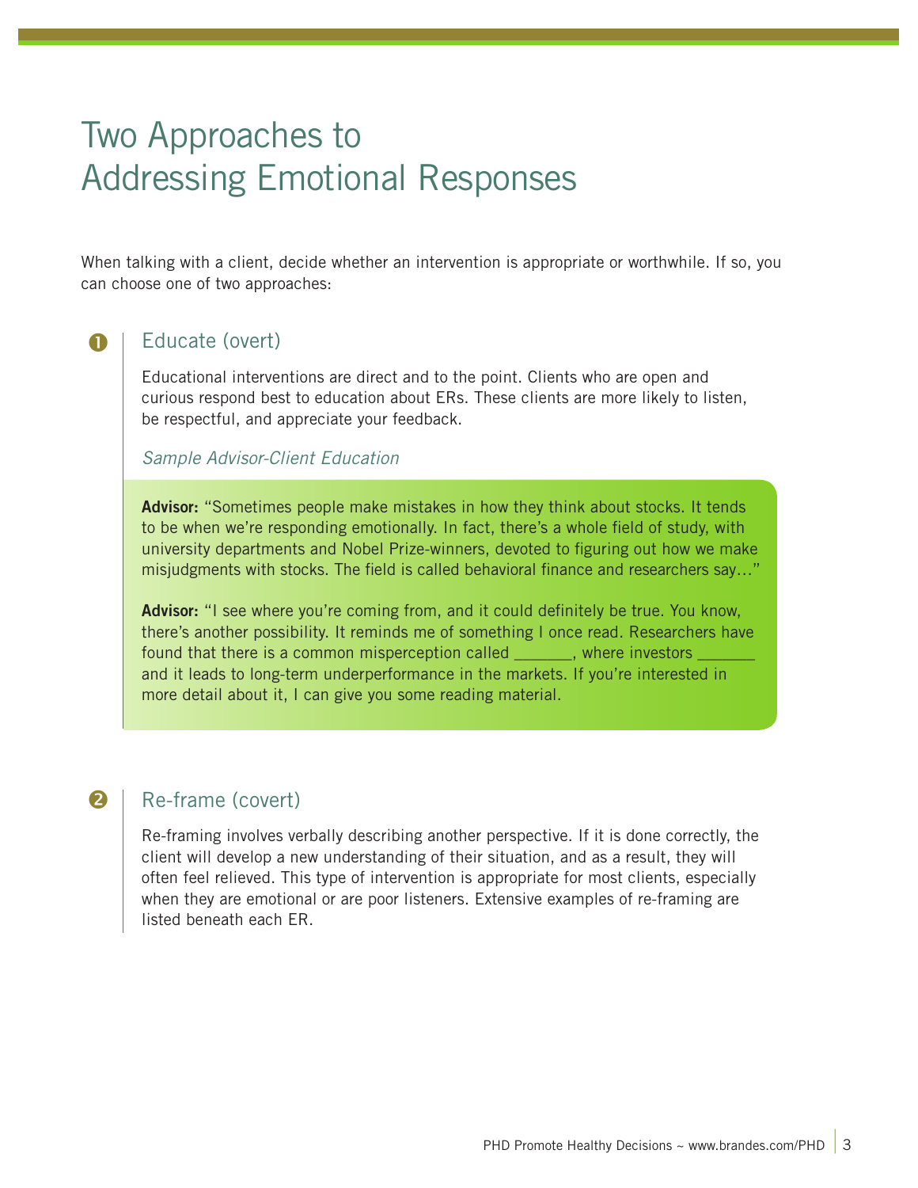# Two Approaches to Addressing Emotional Responses

When talking with a client, decide whether an intervention is appropriate or worthwhile. If so, you can choose one of two approaches:

## 1 Educate (overt)

Educational interventions are direct and to the point. Clients who are open and curious respond best to education about ERs. These clients are more likely to listen, be respectful, and appreciate your feedback.

*Sample Advisor-Client Education*

**Advisor:** "Sometimes people make mistakes in how they think about stocks. It tends to be when we're responding emotionally. In fact, there's a whole field of study, with university departments and Nobel Prize-winners, devoted to figuring out how we make misjudgments with stocks. The field is called behavioral finance and researchers say…"

**Advisor:** "I see where you're coming from, and it could definitely be true. You know, there's another possibility. It reminds me of something I once read. Researchers have found that there is a common misperception called _______, where investors _______ and it leads to long-term underperformance in the markets. If you're interested in more detail about it, I can give you some reading material.

## 2 Re-frame (covert)

Re-framing involves verbally describing another perspective. If it is done correctly, the client will develop a new understanding of their situation, and as a result, they will often feel relieved. This type of intervention is appropriate for most clients, especially when they are emotional or are poor listeners. Extensive examples of re-framing are listed beneath each ER.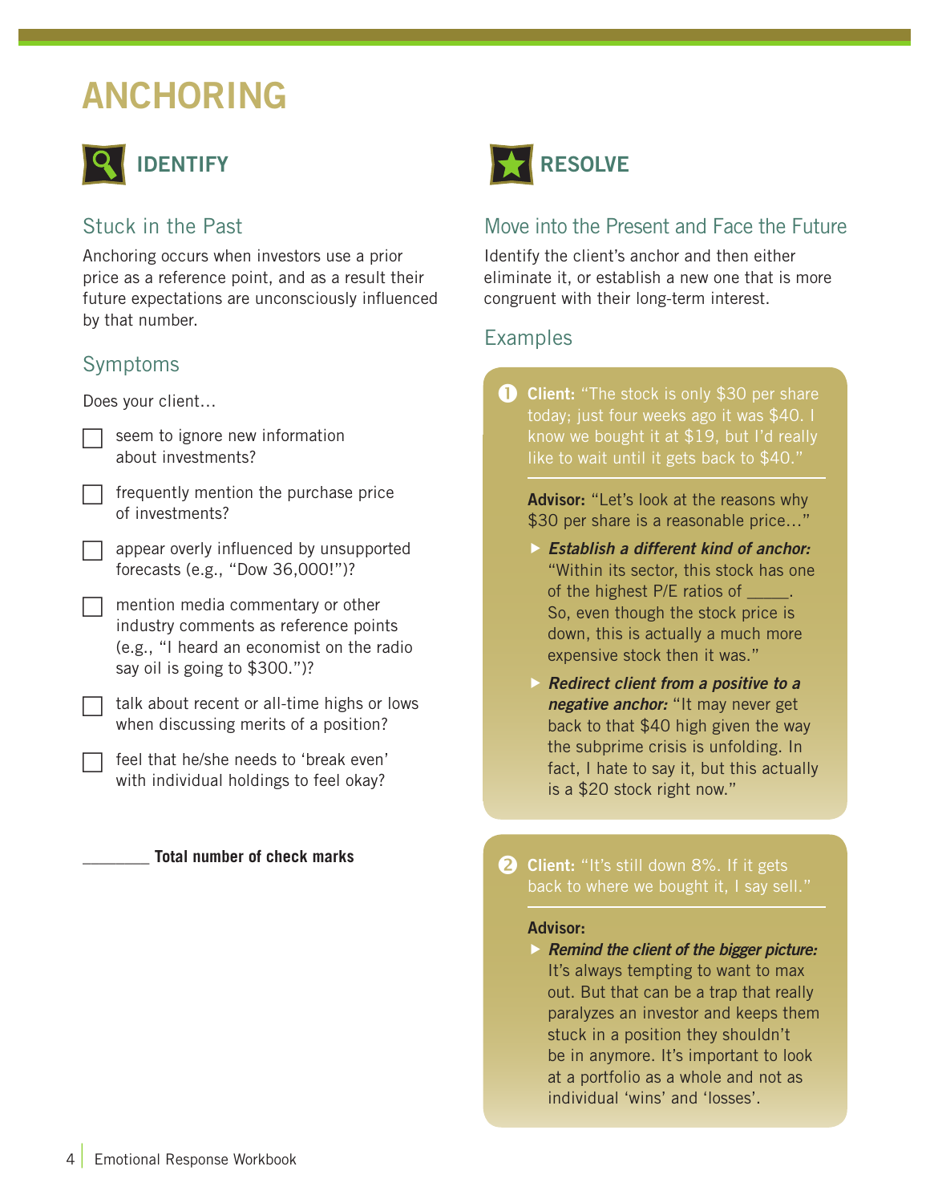# ANCHORING

## IDENTIFY

### Stuck in the Past

Anchoring occurs when investors use a prior price as a reference point, and as a result their future expectations are unconsciously influenced by that number.

### Symptoms

Does your client…

- [ ] seem to ignore new information about investments?
- [ ] frequently mention the purchase price of investments?
- [ ] appear overly influenced by unsupported forecasts (e.g., "Dow 36,000!")?
- [ ] mention media commentary or other industry comments as reference points (e.g., "I heard an economist on the radio say oil is going to $300.")?
- [ ] talk about recent or all-time highs or lows when discussing merits of a position?
- [ ] feel that he/she needs to 'break even' with individual holdings to feel okay?

________ **Total number of check marks**

## RESOLVE

### Move into the Present and Face the Future

Identify the client's anchor and then either eliminate it, or establish a new one that is more congruent with their long-term interest.

### Examples

**1** **Client:** "The stock is only $30 per share today; just four weeks ago it was $40. I know we bought it at $19, but I'd really like to wait until it gets back to $40."

**Advisor:** "Let's look at the reasons why $30 per share is a reasonable price…"

- ***Establish a different kind of anchor:*** "Within its sector, this stock has one of the highest P/E ratios of _____. So, even though the stock price is down, this is actually a much more expensive stock then it was."
- ***Redirect client from a positive to a negative anchor:*** "It may never get back to that $40 high given the way the subprime crisis is unfolding. In fact, I hate to say it, but this actually is a $20 stock right now."

**2** **Client:** "It's still down 8%. If it gets back to where we bought it, I say sell."

**Advisor:**

- ***Remind the client of the bigger picture:*** It's always tempting to want to max out. But that can be a trap that really paralyzes an investor and keeps them stuck in a position they shouldn't be in anymore. It's important to look at a portfolio as a whole and not as individual 'wins' and 'losses'.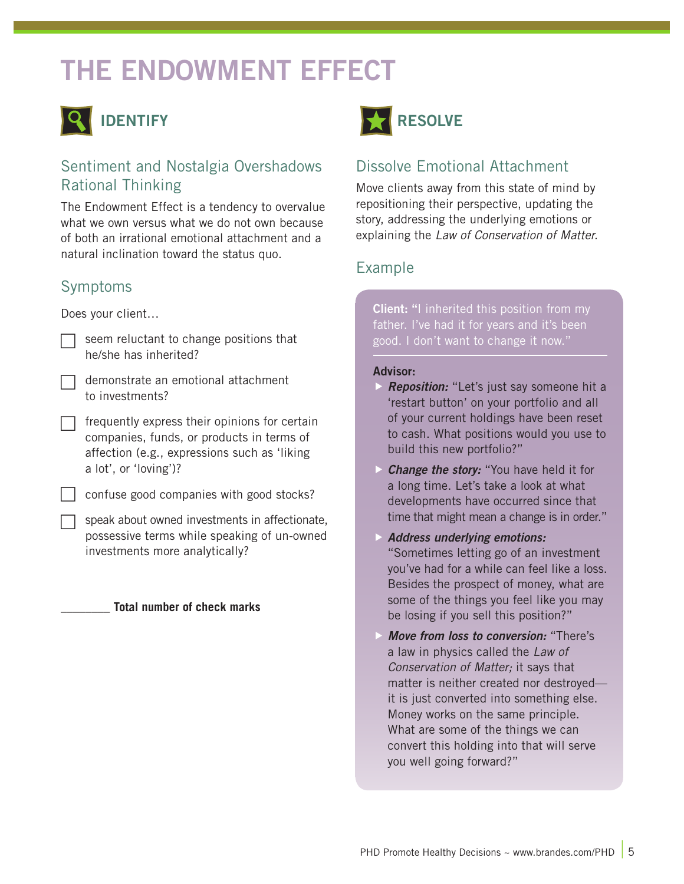# THE ENDOWMENT EFFECT

## IDENTIFY

### Sentiment and Nostalgia Overshadows Rational Thinking

The Endowment Effect is a tendency to overvalue what we own versus what we do not own because of both an irrational emotional attachment and a natural inclination toward the status quo.

### Symptoms

Does your client…

- [ ] seem reluctant to change positions that he/she has inherited?
- [ ] demonstrate an emotional attachment to investments?
- [ ] frequently express their opinions for certain companies, funds, or products in terms of affection (e.g., expressions such as 'liking a lot', or 'loving')?
- [ ] confuse good companies with good stocks?
- [ ] speak about owned investments in affectionate, possessive terms while speaking of un-owned investments more analytically?

________ **Total number of check marks**

## RESOLVE

### Dissolve Emotional Attachment

Move clients away from this state of mind by repositioning their perspective, updating the story, addressing the underlying emotions or explaining the *Law of Conservation of Matter.*

### Example

**Client:** "I inherited this position from my father. I've had it for years and it's been good. I don't want to change it now."

**Advisor:**

- ***Reposition:*** "Let's just say someone hit a 'restart button' on your portfolio and all of your current holdings have been reset to cash. What positions would you use to build this new portfolio?"
- ***Change the story:*** "You have held it for a long time. Let's take a look at what developments have occurred since that time that might mean a change is in order."
- ***Address underlying emotions:*** "Sometimes letting go of an investment you've had for a while can feel like a loss. Besides the prospect of money, what are some of the things you feel like you may be losing if you sell this position?"
- ***Move from loss to conversion:*** "There's a law in physics called the *Law of Conservation of Matter;* it says that matter is neither created nor destroyed—it is just converted into something else. Money works on the same principle. What are some of the things we can convert this holding into that will serve you well going forward?"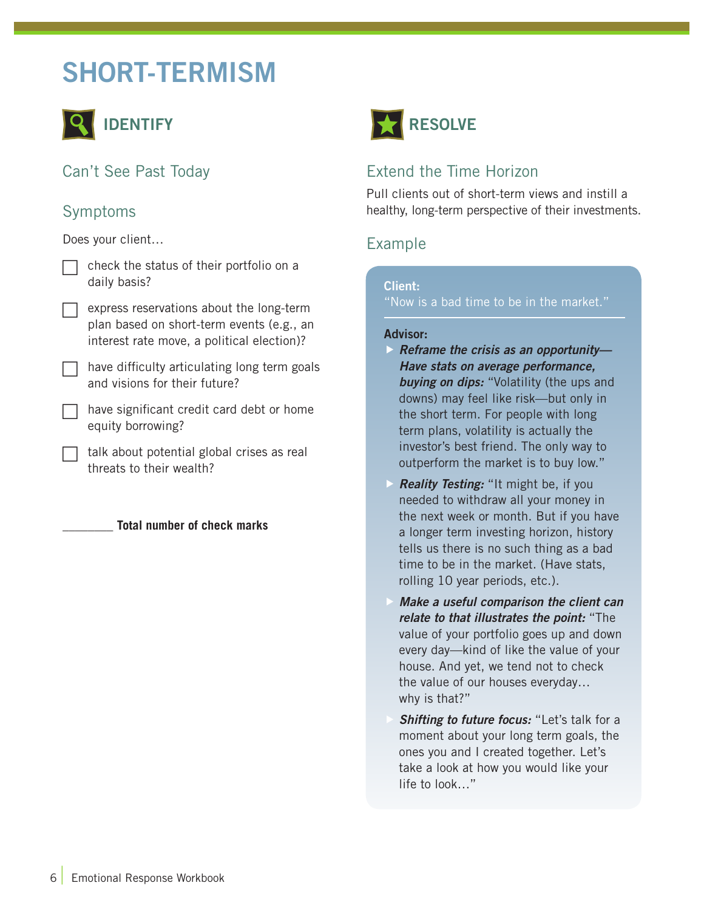# SHORT-TERMISM

## IDENTIFY

### Can't See Past Today

### Symptoms

Does your client…

- [ ] check the status of their portfolio on a daily basis?
- [ ] express reservations about the long-term plan based on short-term events (e.g., an interest rate move, a political election)?
- [ ] have difficulty articulating long term goals and visions for their future?
- [ ] have significant credit card debt or home equity borrowing?
- [ ] talk about potential global crises as real threats to their wealth?

________ **Total number of check marks**

## RESOLVE

### Extend the Time Horizon

Pull clients out of short-term views and instill a healthy, long-term perspective of their investments.

### Example

**Client:**
"Now is a bad time to be in the market."

---

**Advisor:**

- ***Reframe the crisis as an opportunity—Have stats on average performance, buying on dips:*** "Volatility (the ups and downs) may feel like risk—but only in the short term. For people with long term plans, volatility is actually the investor's best friend. The only way to outperform the market is to buy low."
- ***Reality Testing:*** "It might be, if you needed to withdraw all your money in the next week or month. But if you have a longer term investing horizon, history tells us there is no such thing as a bad time to be in the market. (Have stats, rolling 10 year periods, etc.).
- ***Make a useful comparison the client can relate to that illustrates the point:*** "The value of your portfolio goes up and down every day—kind of like the value of your house. And yet, we tend not to check the value of our houses everyday… why is that?"
- ***Shifting to future focus:*** "Let's talk for a moment about your long term goals, the ones you and I created together. Let's take a look at how you would like your life to look…"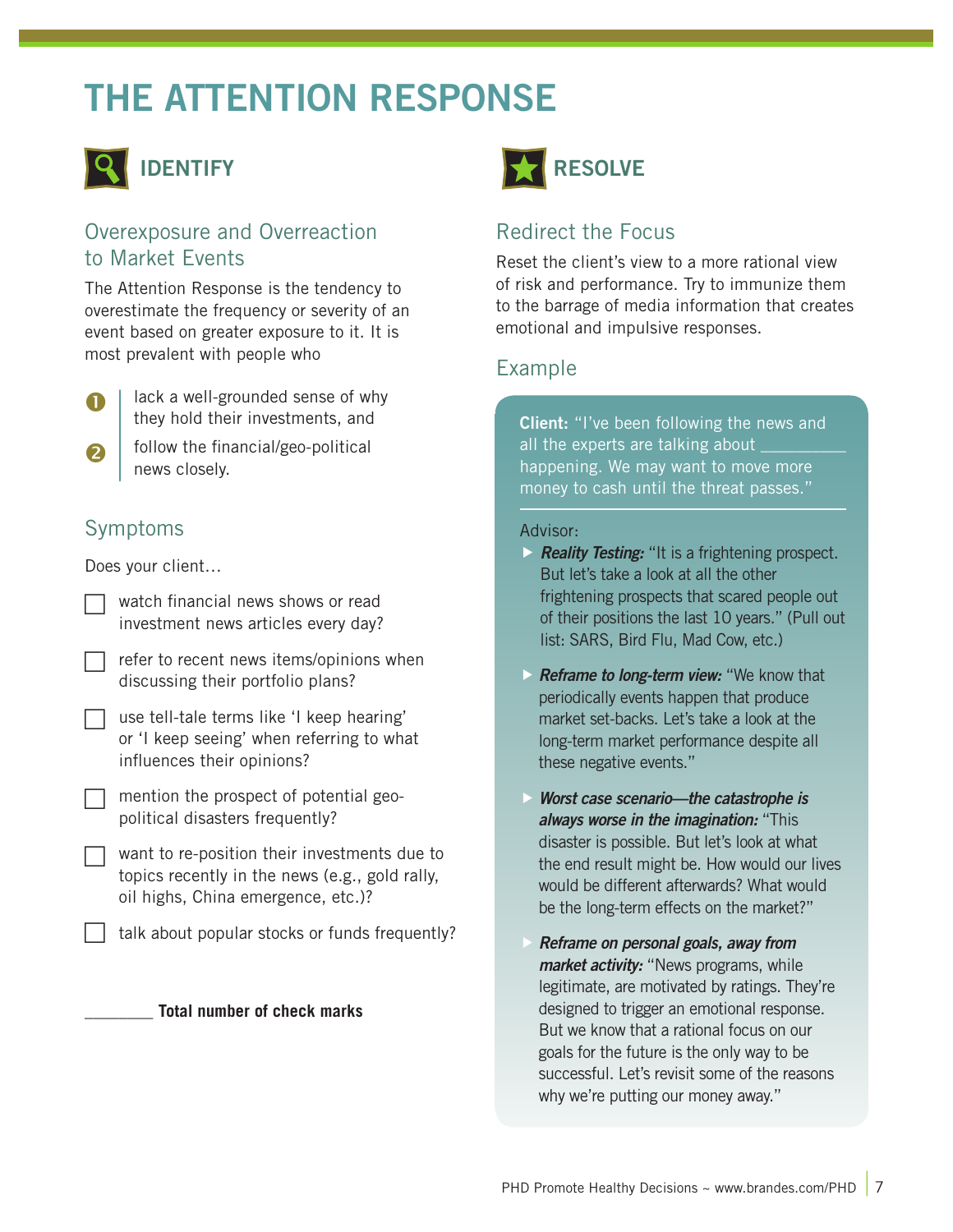# THE ATTENTION RESPONSE

## IDENTIFY

### Overexposure and Overreaction to Market Events

The Attention Response is the tendency to overestimate the frequency or severity of an event based on greater exposure to it. It is most prevalent with people who

1. lack a well-grounded sense of why they hold their investments, and
2. follow the financial/geo-political news closely.

### Symptoms

Does your client…

- [ ] watch financial news shows or read investment news articles every day?
- [ ] refer to recent news items/opinions when discussing their portfolio plans?
- [ ] use tell-tale terms like 'I keep hearing' or 'I keep seeing' when referring to what influences their opinions?
- [ ] mention the prospect of potential geo-political disasters frequently?
- [ ] want to re-position their investments due to topics recently in the news (e.g., gold rally, oil highs, China emergence, etc.)?
- [ ] talk about popular stocks or funds frequently?

________ **Total number of check marks**

## RESOLVE

### Redirect the Focus

Reset the client's view to a more rational view of risk and performance. Try to immunize them to the barrage of media information that creates emotional and impulsive responses.

### Example

**Client:** "I've been following the news and all the experts are talking about _________ happening. We may want to move more money to cash until the threat passes."

Advisor:

- ***Reality Testing:*** "It is a frightening prospect. But let's take a look at all the other frightening prospects that scared people out of their positions the last 10 years." (Pull out list: SARS, Bird Flu, Mad Cow, etc.)
- ***Reframe to long-term view:*** "We know that periodically events happen that produce market set-backs. Let's take a look at the long-term market performance despite all these negative events."
- ***Worst case scenario—the catastrophe is always worse in the imagination:*** "This disaster is possible. But let's look at what the end result might be. How would our lives would be different afterwards? What would be the long-term effects on the market?"
- ***Reframe on personal goals, away from market activity:*** "News programs, while legitimate, are motivated by ratings. They're designed to trigger an emotional response. But we know that a rational focus on our goals for the future is the only way to be successful. Let's revisit some of the reasons why we're putting our money away."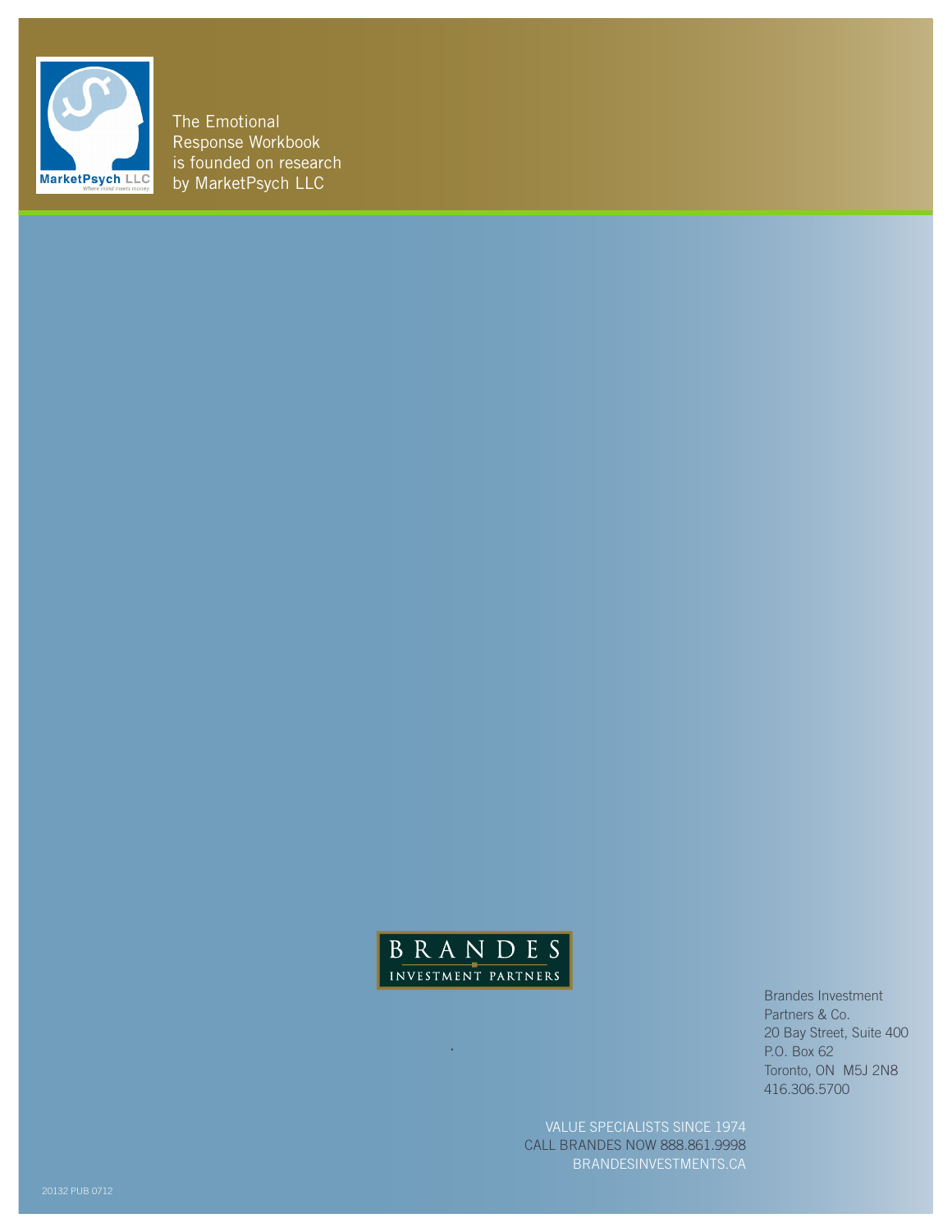The Emotional Response Workbook is founded on research by MarketPsych LLC

BRANDES
INVESTMENT PARTNERS

Brandes Investment Partners & Co.
20 Bay Street, Suite 400
P.O. Box 62
Toronto, ON M5J 2N8
416.306.5700

VALUE SPECIALISTS SINCE 1974
CALL BRANDES NOW 888.861.9998
BRANDESINVESTMENTS.CA

20132 PUB 0712